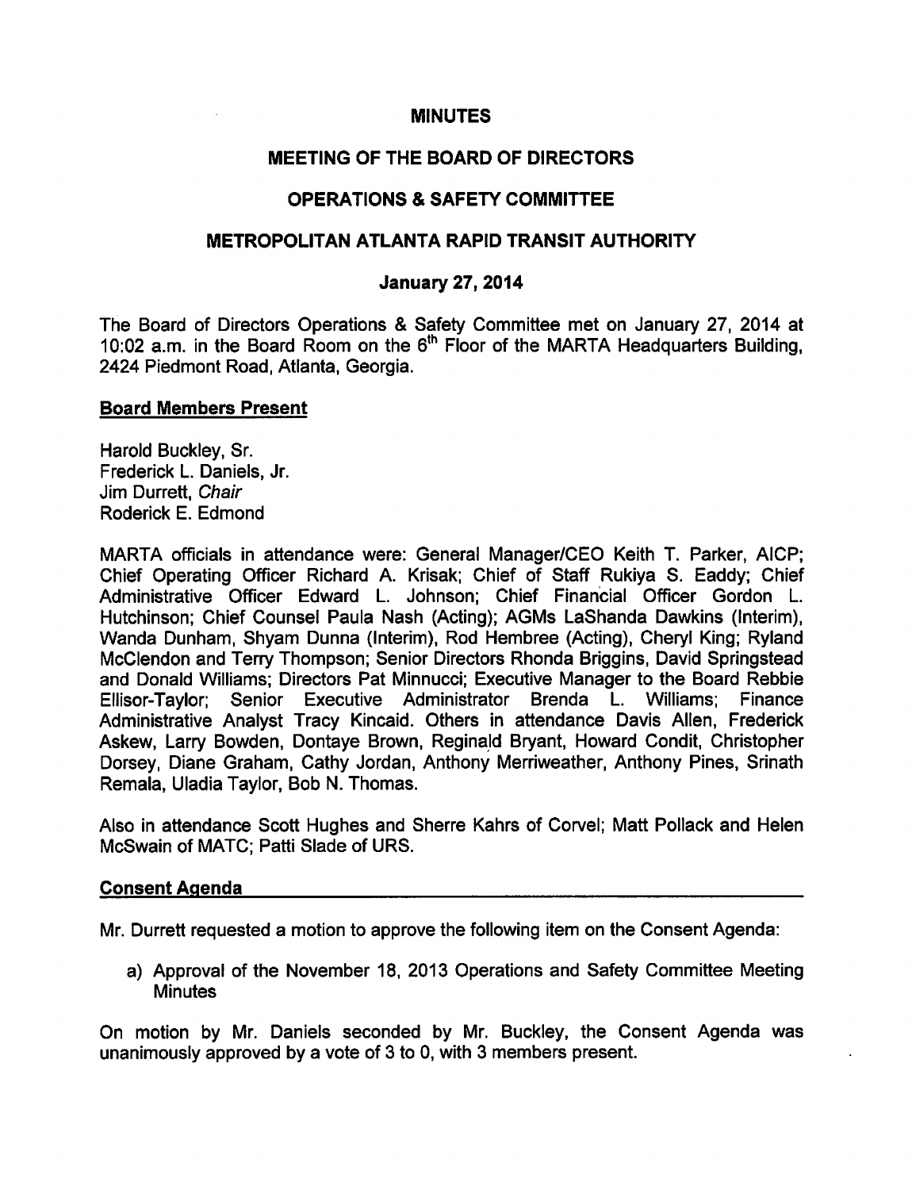# MINUTES

## MEETING OF THE BOARD OF DIRECTORS

## OPERATIONS & SAFETY COMMITTEE

## METROPOLITAN ATLANTA RAPID TRANSIT AUTHORITY

### January 27, 2014

The Board of Directors Operations & Safety Committee met on January 27, 2014 at 10:02 a.m. in the Board Room on the 6th Floor of the MARTA Headquarters Building, 2424 Piedmont Road, Atlanta, Georgia.

**Board Members Present**

Harold Buckley, Sr.
Frederick L. Daniels, Jr.
Jim Durrett, *Chair*
Roderick E. Edmond

MARTA officials in attendance were: General Manager/CEO Keith T. Parker, AICP; Chief Operating Officer Richard A. Krisak; Chief of Staff Rukiya S. Eaddy; Chief Administrative Officer Edward L. Johnson; Chief Financial Officer Gordon L. Hutchinson; Chief Counsel Paula Nash (Acting); AGMs LaShanda Dawkins (Interim), Wanda Dunham, Shyam Dunna (Interim), Rod Hembree (Acting), Cheryl King; Ryland McClendon and Terry Thompson; Senior Directors Rhonda Briggins, David Springstead and Donald Williams; Directors Pat Minnucci; Executive Manager to the Board Rebbie Ellisor-Taylor; Senior Executive Administrator Brenda L. Williams; Finance Administrative Analyst Tracy Kincaid. Others in attendance Davis Allen, Frederick Askew, Larry Bowden, Dontaye Brown, Reginald Bryant, Howard Condit, Christopher Dorsey, Diane Graham, Cathy Jordan, Anthony Merriweather, Anthony Pines, Srinath Remala, Uladia Taylor, Bob N. Thomas.

Also in attendance Scott Hughes and Sherre Kahrs of Corvel; Matt Pollack and Helen McSwain of MATC; Patti Slade of URS.

**Consent Agenda**

Mr. Durrett requested a motion to approve the following item on the Consent Agenda:

a) Approval of the November 18, 2013 Operations and Safety Committee Meeting Minutes

On motion by Mr. Daniels seconded by Mr. Buckley, the Consent Agenda was unanimously approved by a vote of 3 to 0, with 3 members present.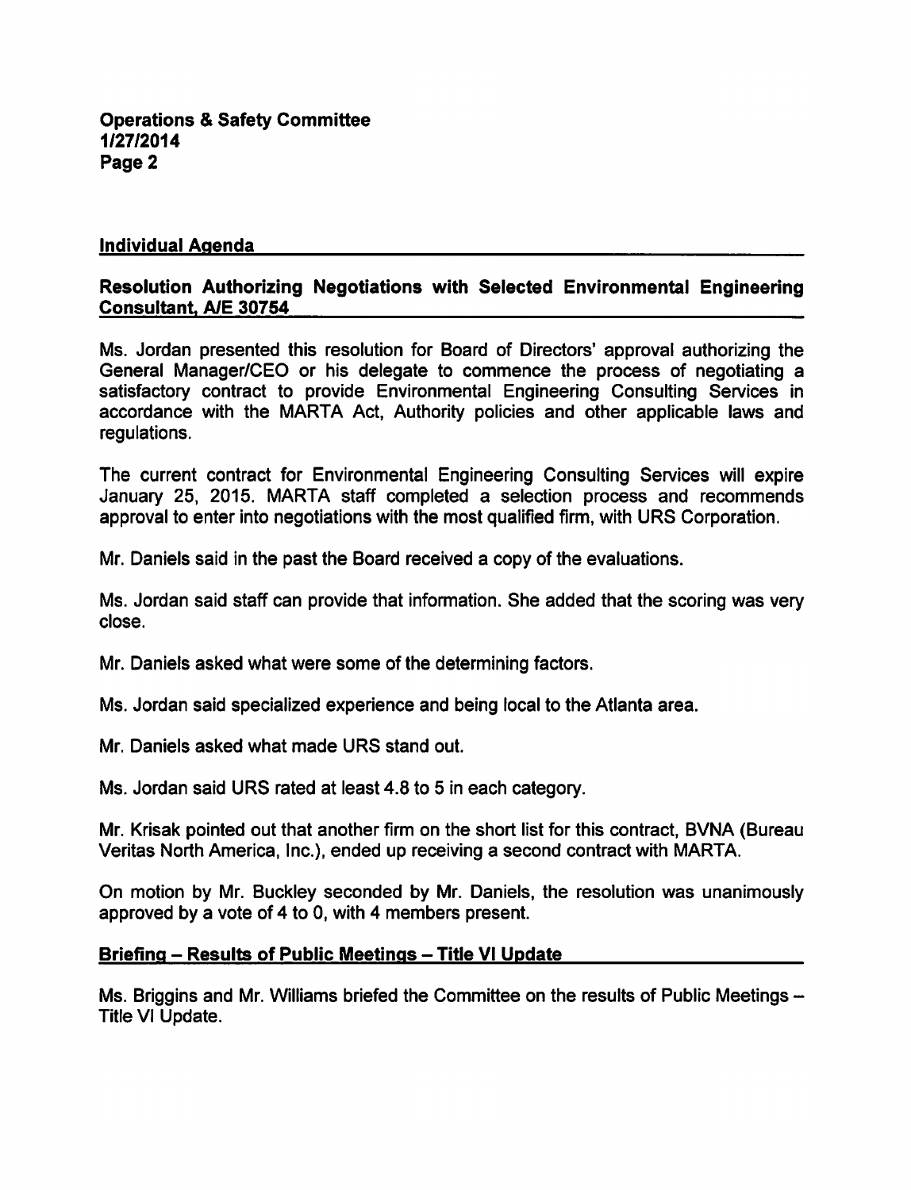## Individual Agenda

### Resolution Authorizing Negotiations with Selected Environmental Engineering Consultant, A/E 30754

Ms. Jordan presented this resolution for Board of Directors' approval authorizing the General Manager/CEO or his delegate to commence the process of negotiating a satisfactory contract to provide Environmental Engineering Consulting Services in accordance with the MARTA Act, Authority policies and other applicable laws and regulations.

The current contract for Environmental Engineering Consulting Services will expire January 25, 2015. MARTA staff completed a selection process and recommends approval to enter into negotiations with the most qualified firm, with URS Corporation.

Mr. Daniels said in the past the Board received a copy of the evaluations.

Ms. Jordan said staff can provide that information. She added that the scoring was very close.

Mr. Daniels asked what were some of the determining factors.

Ms. Jordan said specialized experience and being local to the Atlanta area.

Mr. Daniels asked what made URS stand out.

Ms. Jordan said URS rated at least 4.8 to 5 in each category.

Mr. Krisak pointed out that another firm on the short list for this contract, BVNA (Bureau Veritas North America, Inc.), ended up receiving a second contract with MARTA.

On motion by Mr. Buckley seconded by Mr. Daniels, the resolution was unanimously approved by a vote of 4 to 0, with 4 members present.

### Briefing – Results of Public Meetings – Title VI Update

Ms. Briggins and Mr. Williams briefed the Committee on the results of Public Meetings – Title VI Update.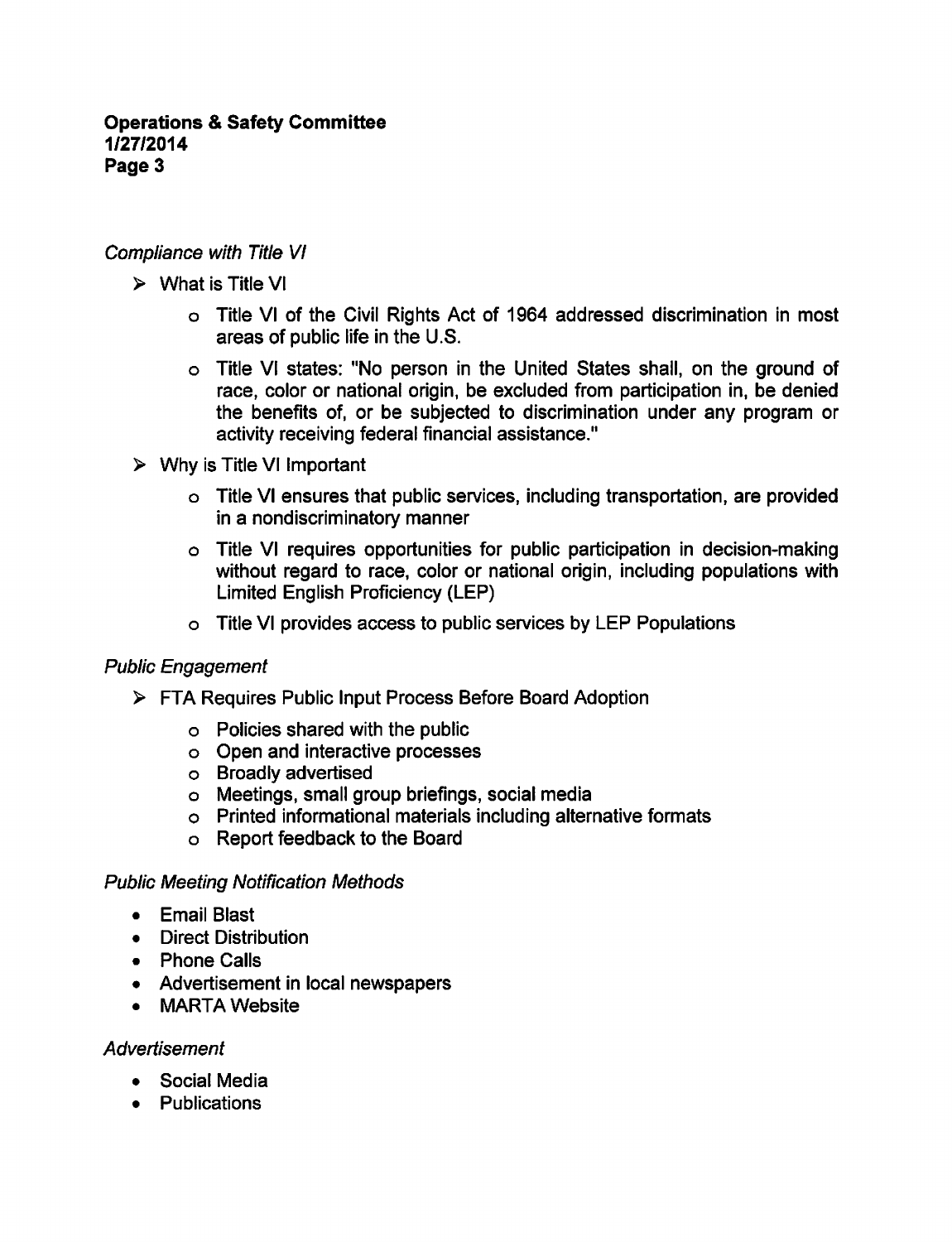*Compliance with Title VI*

- What is Title VI
  - Title VI of the Civil Rights Act of 1964 addressed discrimination in most areas of public life in the U.S.
  - Title VI states: "No person in the United States shall, on the ground of race, color or national origin, be excluded from participation in, be denied the benefits of, or be subjected to discrimination under any program or activity receiving federal financial assistance."
- Why is Title VI Important
  - Title VI ensures that public services, including transportation, are provided in a nondiscriminatory manner
  - Title VI requires opportunities for public participation in decision-making without regard to race, color or national origin, including populations with Limited English Proficiency (LEP)
  - Title VI provides access to public services by LEP Populations

*Public Engagement*

- FTA Requires Public Input Process Before Board Adoption
  - Policies shared with the public
  - Open and interactive processes
  - Broadly advertised
  - Meetings, small group briefings, social media
  - Printed informational materials including alternative formats
  - Report feedback to the Board

*Public Meeting Notification Methods*

- Email Blast
- Direct Distribution
- Phone Calls
- Advertisement in local newspapers
- MARTA Website

*Advertisement*

- Social Media
- Publications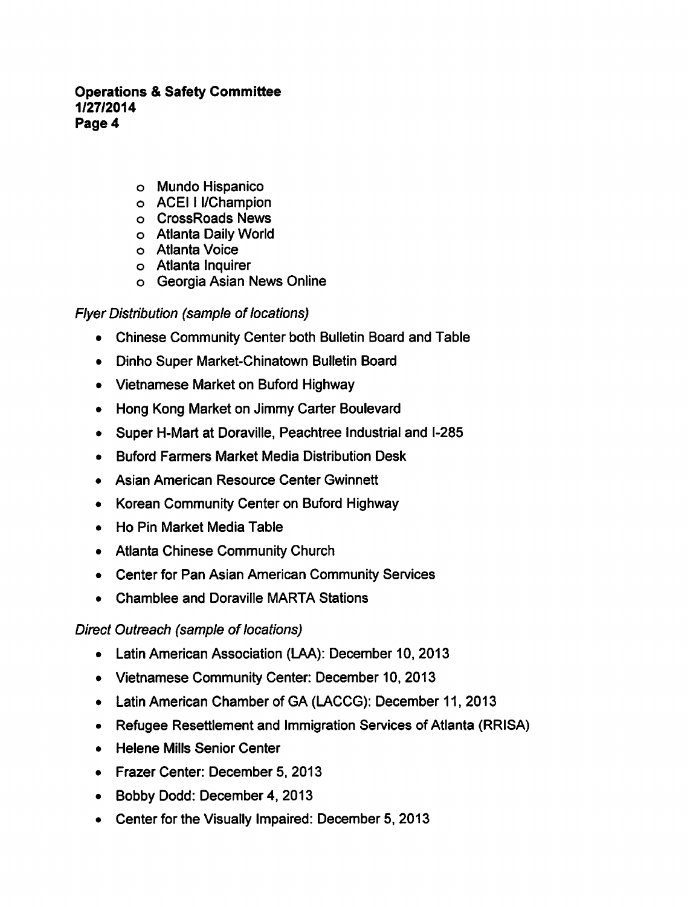- Mundo Hispanico
- ACEI I I/Champion
- CrossRoads News
- Atlanta Daily World
- Atlanta Voice
- Atlanta Inquirer
- Georgia Asian News Online

*Flyer Distribution (sample of locations)*

- Chinese Community Center both Bulletin Board and Table
- Dinho Super Market-Chinatown Bulletin Board
- Vietnamese Market on Buford Highway
- Hong Kong Market on Jimmy Carter Boulevard
- Super H-Mart at Doraville, Peachtree Industrial and I-285
- Buford Farmers Market Media Distribution Desk
- Asian American Resource Center Gwinnett
- Korean Community Center on Buford Highway
- Ho Pin Market Media Table
- Atlanta Chinese Community Church
- Center for Pan Asian American Community Services
- Chamblee and Doraville MARTA Stations

*Direct Outreach (sample of locations)*

- Latin American Association (LAA): December 10, 2013
- Vietnamese Community Center: December 10, 2013
- Latin American Chamber of GA (LACCG): December 11, 2013
- Refugee Resettlement and Immigration Services of Atlanta (RRISA)
- Helene Mills Senior Center
- Frazer Center: December 5, 2013
- Bobby Dodd: December 4, 2013
- Center for the Visually Impaired: December 5, 2013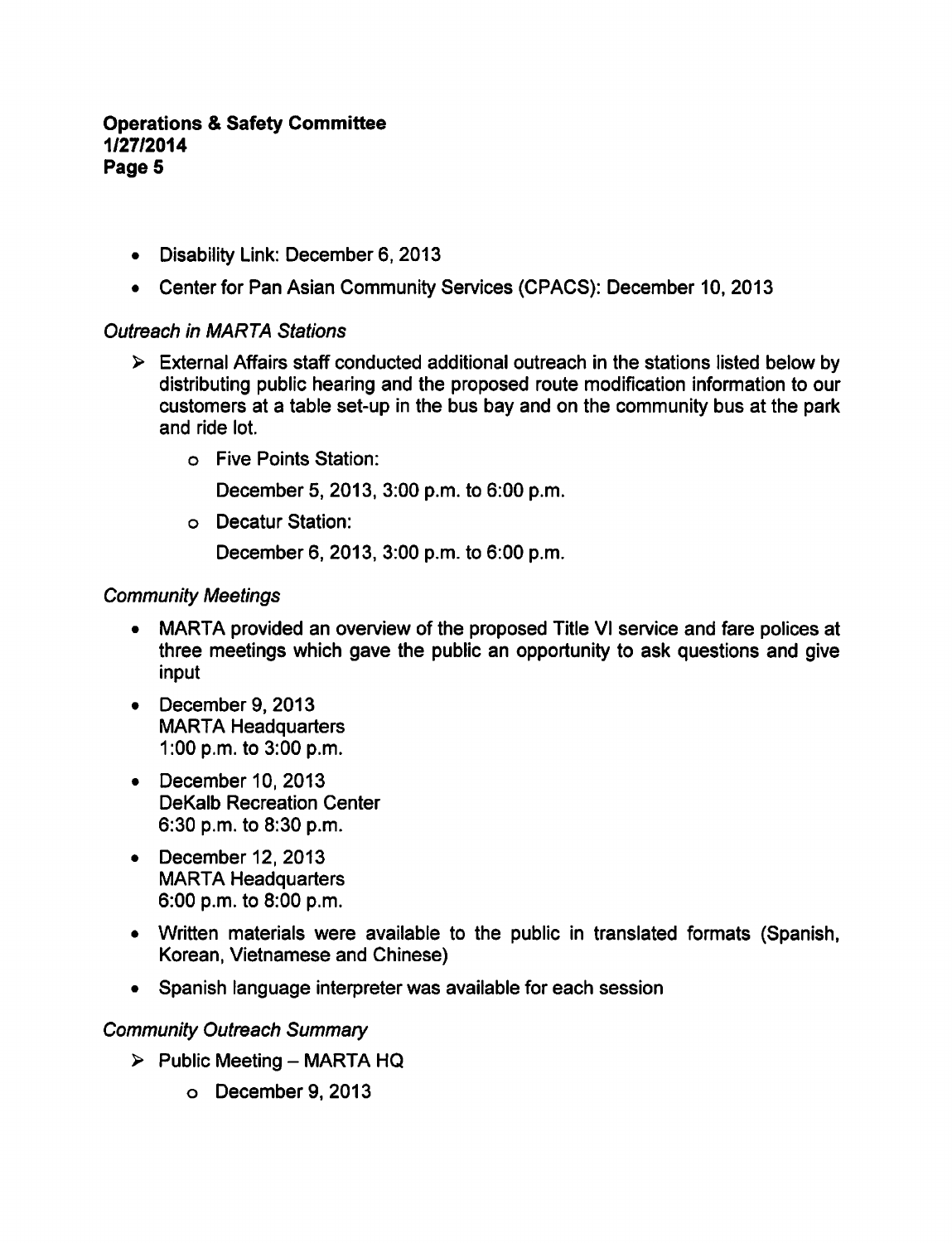- Disability Link: December 6, 2013
- Center for Pan Asian Community Services (CPACS): December 10, 2013

*Outreach in MARTA Stations*

- External Affairs staff conducted additional outreach in the stations listed below by distributing public hearing and the proposed route modification information to our customers at a table set-up in the bus bay and on the community bus at the park and ride lot.
    - Five Points Station:

      December 5, 2013, 3:00 p.m. to 6:00 p.m.
    - Decatur Station:

      December 6, 2013, 3:00 p.m. to 6:00 p.m.

*Community Meetings*

- MARTA provided an overview of the proposed Title VI service and fare polices at three meetings which gave the public an opportunity to ask questions and give input
- December 9, 2013
  MARTA Headquarters
  1:00 p.m. to 3:00 p.m.
- December 10, 2013
  DeKalb Recreation Center
  6:30 p.m. to 8:30 p.m.
- December 12, 2013
  MARTA Headquarters
  6:00 p.m. to 8:00 p.m.
- Written materials were available to the public in translated formats (Spanish, Korean, Vietnamese and Chinese)
- Spanish language interpreter was available for each session

*Community Outreach Summary*

- Public Meeting – MARTA HQ
    - December 9, 2013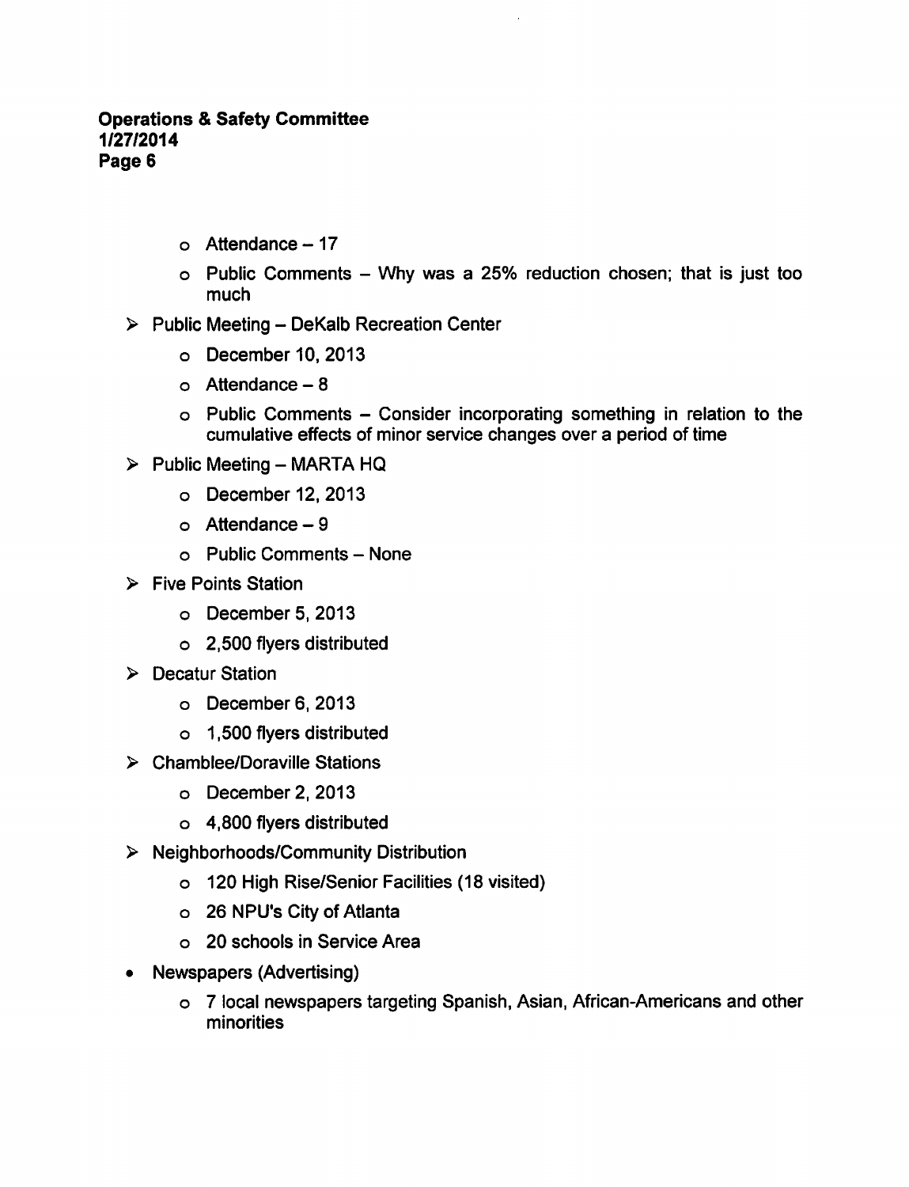- Attendance – 17
    - Public Comments – Why was a 25% reduction chosen; that is just too much
  - Public Meeting – DeKalb Recreation Center
    - December 10, 2013
    - Attendance – 8
    - Public Comments – Consider incorporating something in relation to the cumulative effects of minor service changes over a period of time
  - Public Meeting – MARTA HQ
    - December 12, 2013
    - Attendance – 9
    - Public Comments – None
  - Five Points Station
    - December 5, 2013
    - 2,500 flyers distributed
  - Decatur Station
    - December 6, 2013
    - 1,500 flyers distributed
  - Chamblee/Doraville Stations
    - December 2, 2013
    - 4,800 flyers distributed
  - Neighborhoods/Community Distribution
    - 120 High Rise/Senior Facilities (18 visited)
    - 26 NPU's City of Atlanta
    - 20 schools in Service Area
- Newspapers (Advertising)
  - 7 local newspapers targeting Spanish, Asian, African-Americans and other minorities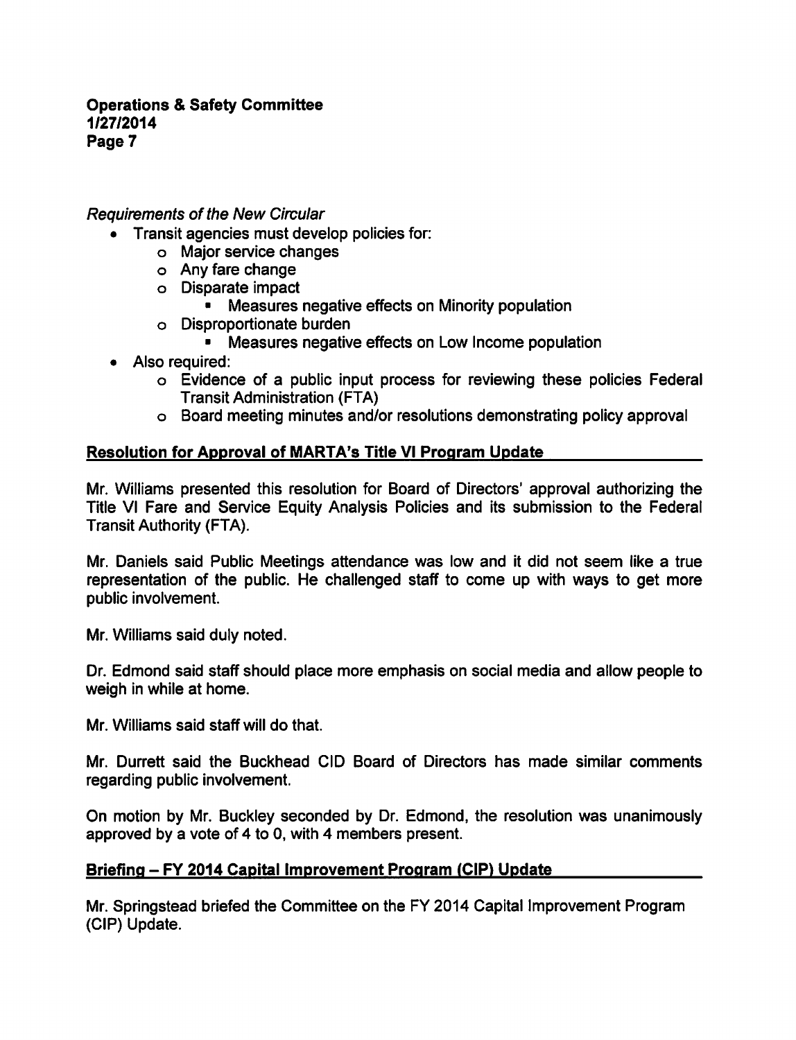*Requirements of the New Circular*

- Transit agencies must develop policies for:
  - Major service changes
  - Any fare change
  - Disparate impact
    - Measures negative effects on Minority population
  - Disproportionate burden
    - Measures negative effects on Low Income population
- Also required:
  - Evidence of a public input process for reviewing these policies Federal Transit Administration (FTA)
  - Board meeting minutes and/or resolutions demonstrating policy approval

**Resolution for Approval of MARTA's Title VI Program Update**

Mr. Williams presented this resolution for Board of Directors' approval authorizing the Title VI Fare and Service Equity Analysis Policies and its submission to the Federal Transit Authority (FTA).

Mr. Daniels said Public Meetings attendance was low and it did not seem like a true representation of the public. He challenged staff to come up with ways to get more public involvement.

Mr. Williams said duly noted.

Dr. Edmond said staff should place more emphasis on social media and allow people to weigh in while at home.

Mr. Williams said staff will do that.

Mr. Durrett said the Buckhead CID Board of Directors has made similar comments regarding public involvement.

On motion by Mr. Buckley seconded by Dr. Edmond, the resolution was unanimously approved by a vote of 4 to 0, with 4 members present.

**Briefing – FY 2014 Capital Improvement Program (CIP) Update**

Mr. Springstead briefed the Committee on the FY 2014 Capital Improvement Program (CIP) Update.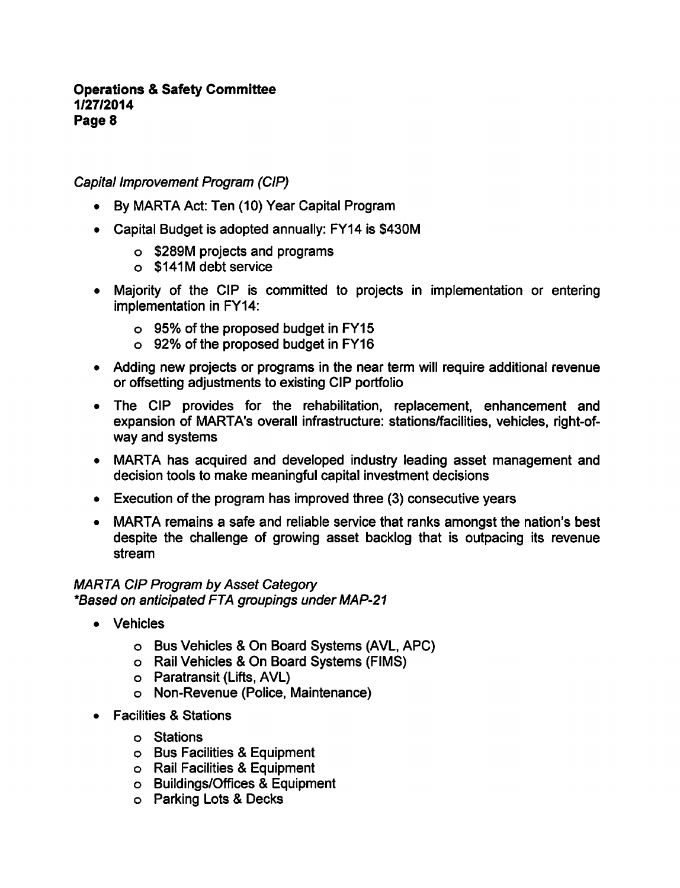*Capital Improvement Program (CIP)*

- By MARTA Act: Ten (10) Year Capital Program
- Capital Budget is adopted annually: FY14 is $430M
  - $289M projects and programs
  - $141M debt service
- Majority of the CIP is committed to projects in implementation or entering implementation in FY14:
  - 95% of the proposed budget in FY15
  - 92% of the proposed budget in FY16
- Adding new projects or programs in the near term will require additional revenue or offsetting adjustments to existing CIP portfolio
- The CIP provides for the rehabilitation, replacement, enhancement and expansion of MARTA's overall infrastructure: stations/facilities, vehicles, right-of-way and systems
- MARTA has acquired and developed industry leading asset management and decision tools to make meaningful capital investment decisions
- Execution of the program has improved three (3) consecutive years
- MARTA remains a safe and reliable service that ranks amongst the nation's best despite the challenge of growing asset backlog that is outpacing its revenue stream

*MARTA CIP Program by Asset Category*
*\*Based on anticipated FTA groupings under MAP-21*

- Vehicles
  - Bus Vehicles & On Board Systems (AVL, APC)
  - Rail Vehicles & On Board Systems (FIMS)
  - Paratransit (Lifts, AVL)
  - Non-Revenue (Police, Maintenance)
- Facilities & Stations
  - Stations
  - Bus Facilities & Equipment
  - Rail Facilities & Equipment
  - Buildings/Offices & Equipment
  - Parking Lots & Decks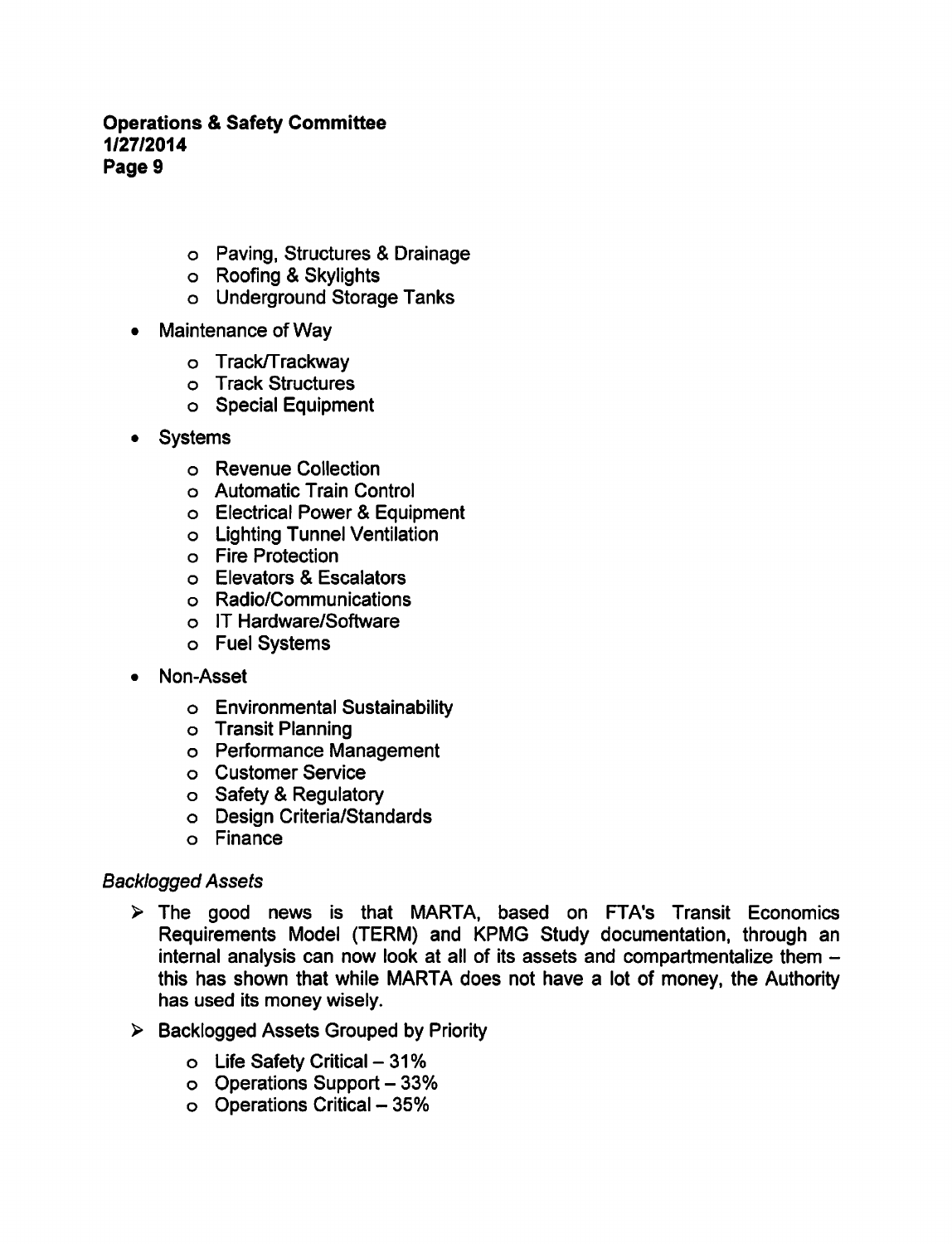- Paving, Structures & Drainage
- Roofing & Skylights
- Underground Storage Tanks

- Maintenance of Way
  - Track/Trackway
  - Track Structures
  - Special Equipment

- Systems
  - Revenue Collection
  - Automatic Train Control
  - Electrical Power & Equipment
  - Lighting Tunnel Ventilation
  - Fire Protection
  - Elevators & Escalators
  - Radio/Communications
  - IT Hardware/Software
  - Fuel Systems

- Non-Asset
  - Environmental Sustainability
  - Transit Planning
  - Performance Management
  - Customer Service
  - Safety & Regulatory
  - Design Criteria/Standards
  - Finance

*Backlogged Assets*

- The good news is that MARTA, based on FTA's Transit Economics Requirements Model (TERM) and KPMG Study documentation, through an internal analysis can now look at all of its assets and compartmentalize them – this has shown that while MARTA does not have a lot of money, the Authority has used its money wisely.
- Backlogged Assets Grouped by Priority
  - Life Safety Critical – 31%
  - Operations Support – 33%
  - Operations Critical – 35%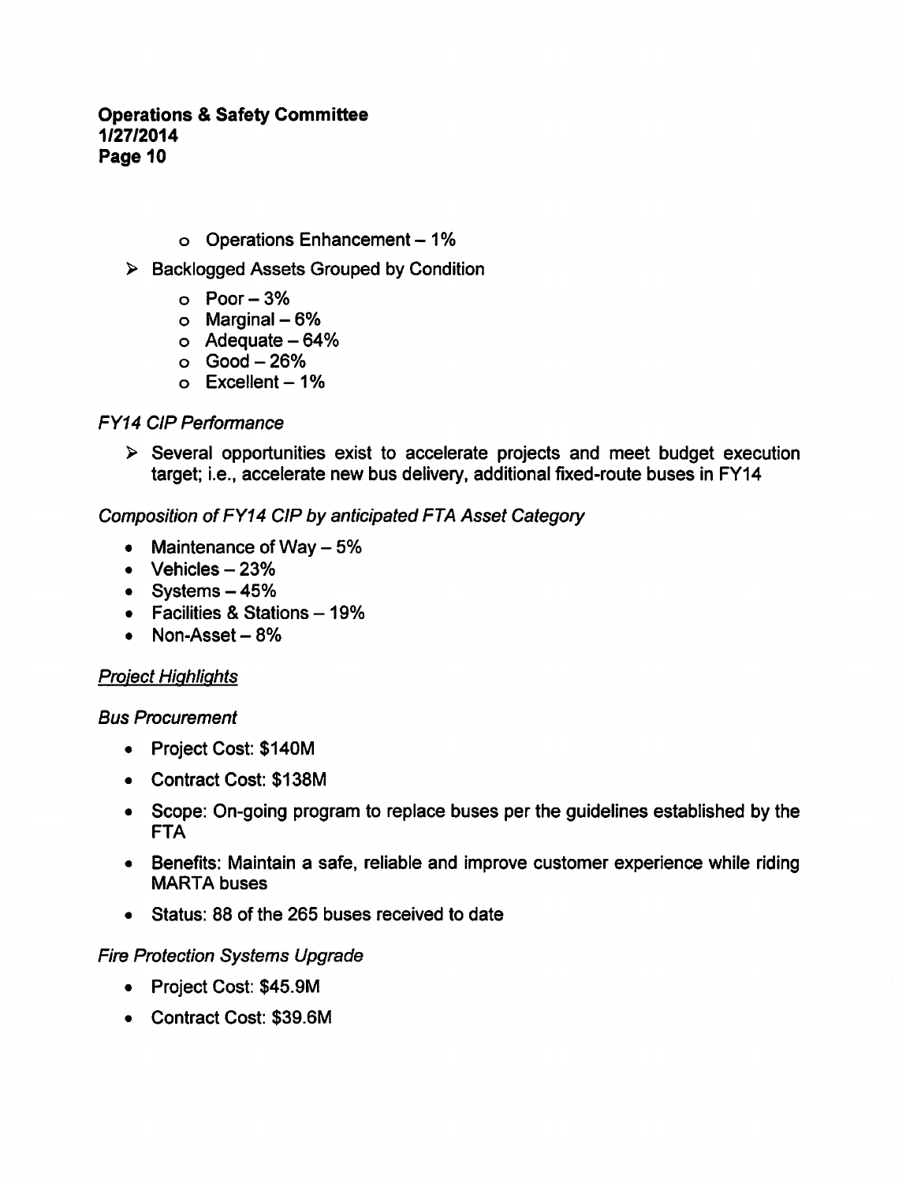- Operations Enhancement – 1%

- Backlogged Assets Grouped by Condition
  - Poor – 3%
  - Marginal – 6%
  - Adequate – 64%
  - Good – 26%
  - Excellent – 1%

*FY14 CIP Performance*

- Several opportunities exist to accelerate projects and meet budget execution target; i.e., accelerate new bus delivery, additional fixed-route buses in FY14

*Composition of FY14 CIP by anticipated FTA Asset Category*

- Maintenance of Way – 5%
- Vehicles – 23%
- Systems – 45%
- Facilities & Stations – 19%
- Non-Asset – 8%

*Project Highlights*

*Bus Procurement*

- Project Cost: $140M
- Contract Cost: $138M
- Scope: On-going program to replace buses per the guidelines established by the FTA
- Benefits: Maintain a safe, reliable and improve customer experience while riding MARTA buses
- Status: 88 of the 265 buses received to date

*Fire Protection Systems Upgrade*

- Project Cost: $45.9M
- Contract Cost: $39.6M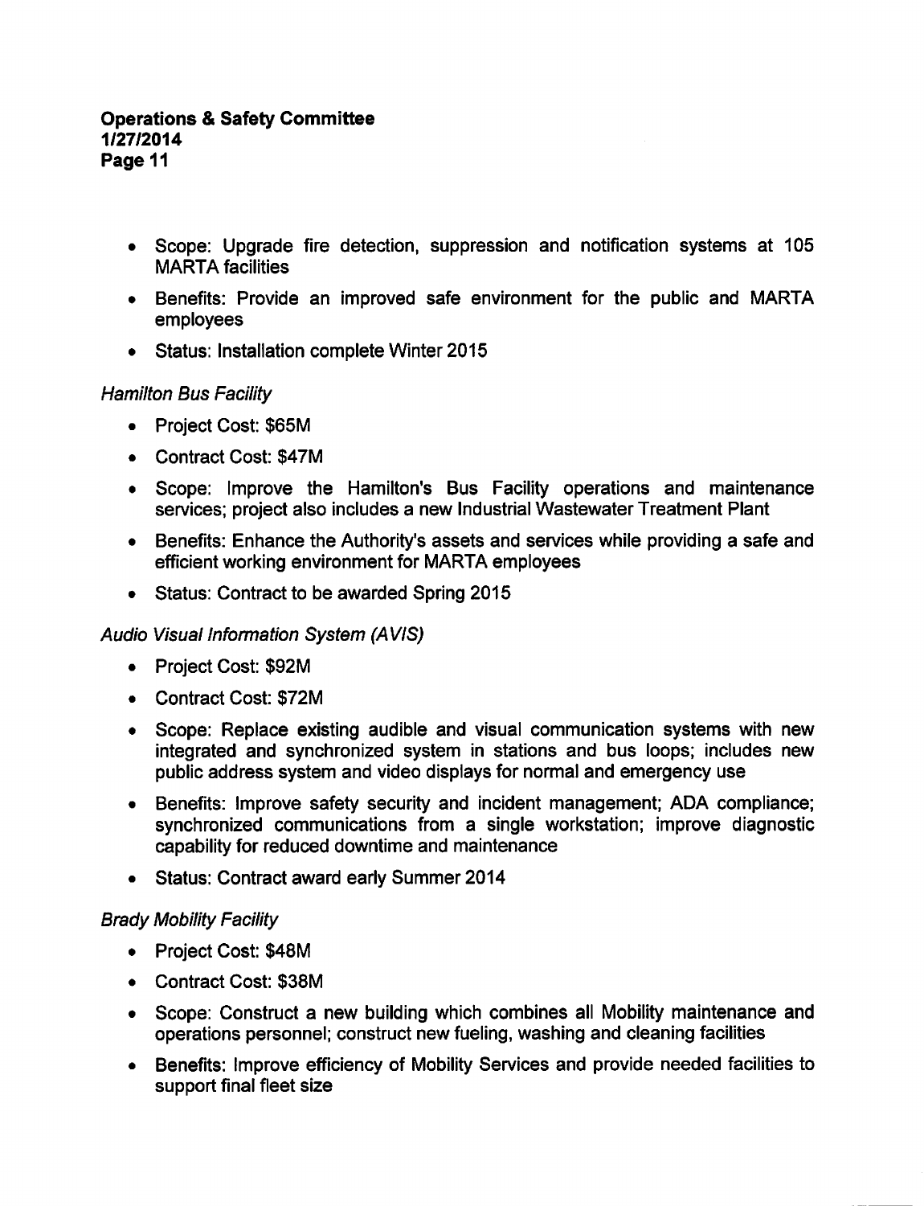- Scope: Upgrade fire detection, suppression and notification systems at 105 MARTA facilities
- Benefits: Provide an improved safe environment for the public and MARTA employees
- Status: Installation complete Winter 2015

*Hamilton Bus Facility*

- Project Cost: $65M
- Contract Cost: $47M
- Scope: Improve the Hamilton's Bus Facility operations and maintenance services; project also includes a new Industrial Wastewater Treatment Plant
- Benefits: Enhance the Authority's assets and services while providing a safe and efficient working environment for MARTA employees
- Status: Contract to be awarded Spring 2015

*Audio Visual Information System (AVIS)*

- Project Cost: $92M
- Contract Cost: $72M
- Scope: Replace existing audible and visual communication systems with new integrated and synchronized system in stations and bus loops; includes new public address system and video displays for normal and emergency use
- Benefits: Improve safety security and incident management; ADA compliance; synchronized communications from a single workstation; improve diagnostic capability for reduced downtime and maintenance
- Status: Contract award early Summer 2014

*Brady Mobility Facility*

- Project Cost: $48M
- Contract Cost: $38M
- Scope: Construct a new building which combines all Mobility maintenance and operations personnel; construct new fueling, washing and cleaning facilities
- Benefits: Improve efficiency of Mobility Services and provide needed facilities to support final fleet size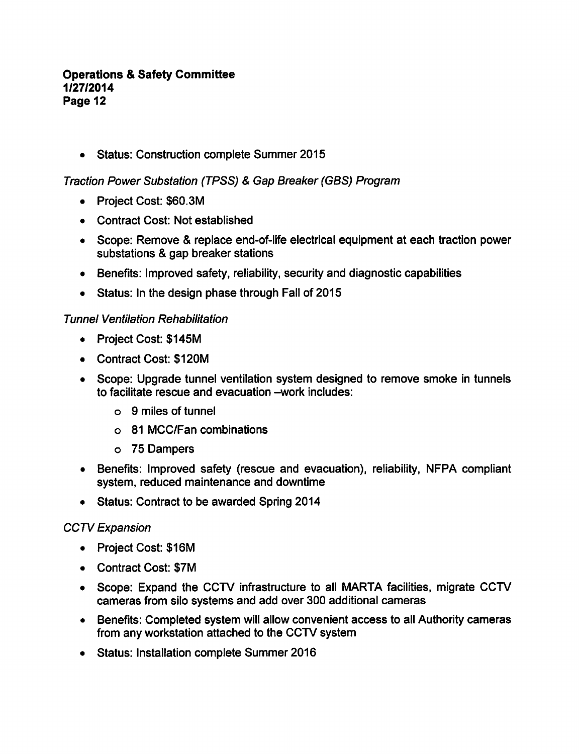- Status: Construction complete Summer 2015

*Traction Power Substation (TPSS) & Gap Breaker (GBS) Program*

- Project Cost: $60.3M
- Contract Cost: Not established
- Scope: Remove & replace end-of-life electrical equipment at each traction power substations & gap breaker stations
- Benefits: Improved safety, reliability, security and diagnostic capabilities
- Status: In the design phase through Fall of 2015

*Tunnel Ventilation Rehabilitation*

- Project Cost: $145M
- Contract Cost: $120M
- Scope: Upgrade tunnel ventilation system designed to remove smoke in tunnels to facilitate rescue and evacuation –work includes:
    - 9 miles of tunnel
    - 81 MCC/Fan combinations
    - 75 Dampers
- Benefits: Improved safety (rescue and evacuation), reliability, NFPA compliant system, reduced maintenance and downtime
- Status: Contract to be awarded Spring 2014

*CCTV Expansion*

- Project Cost: $16M
- Contract Cost: $7M
- Scope: Expand the CCTV infrastructure to all MARTA facilities, migrate CCTV cameras from silo systems and add over 300 additional cameras
- Benefits: Completed system will allow convenient access to all Authority cameras from any workstation attached to the CCTV system
- Status: Installation complete Summer 2016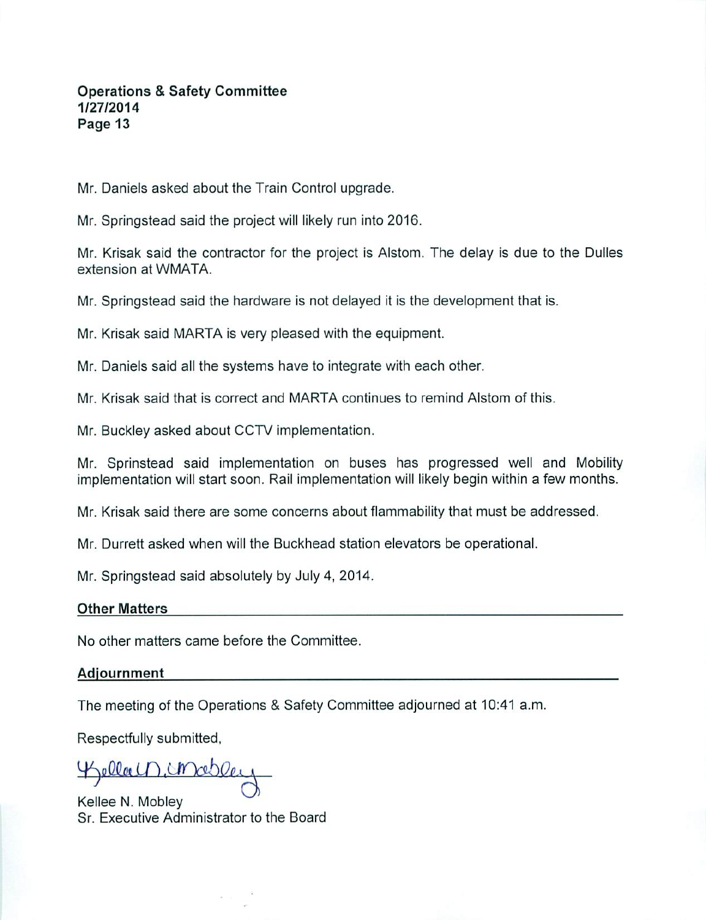Mr. Daniels asked about the Train Control upgrade.

Mr. Springstead said the project will likely run into 2016.

Mr. Krisak said the contractor for the project is Alstom. The delay is due to the Dulles extension at WMATA.

Mr. Springstead said the hardware is not delayed it is the development that is.

Mr. Krisak said MARTA is very pleased with the equipment.

Mr. Daniels said all the systems have to integrate with each other.

Mr. Krisak said that is correct and MARTA continues to remind Alstom of this.

Mr. Buckley asked about CCTV implementation.

Mr. Sprinstead said implementation on buses has progressed well and Mobility implementation will start soon. Rail implementation will likely begin within a few months.

Mr. Krisak said there are some concerns about flammability that must be addressed.

Mr. Durrett asked when will the Buckhead station elevators be operational.

Mr. Springstead said absolutely by July 4, 2014.

**Other Matters**

No other matters came before the Committee.

**Adjournment**

The meeting of the Operations & Safety Committee adjourned at 10:41 a.m.

Respectfully submitted,

Kellee N. Mobley

Kellee N. Mobley
Sr. Executive Administrator to the Board